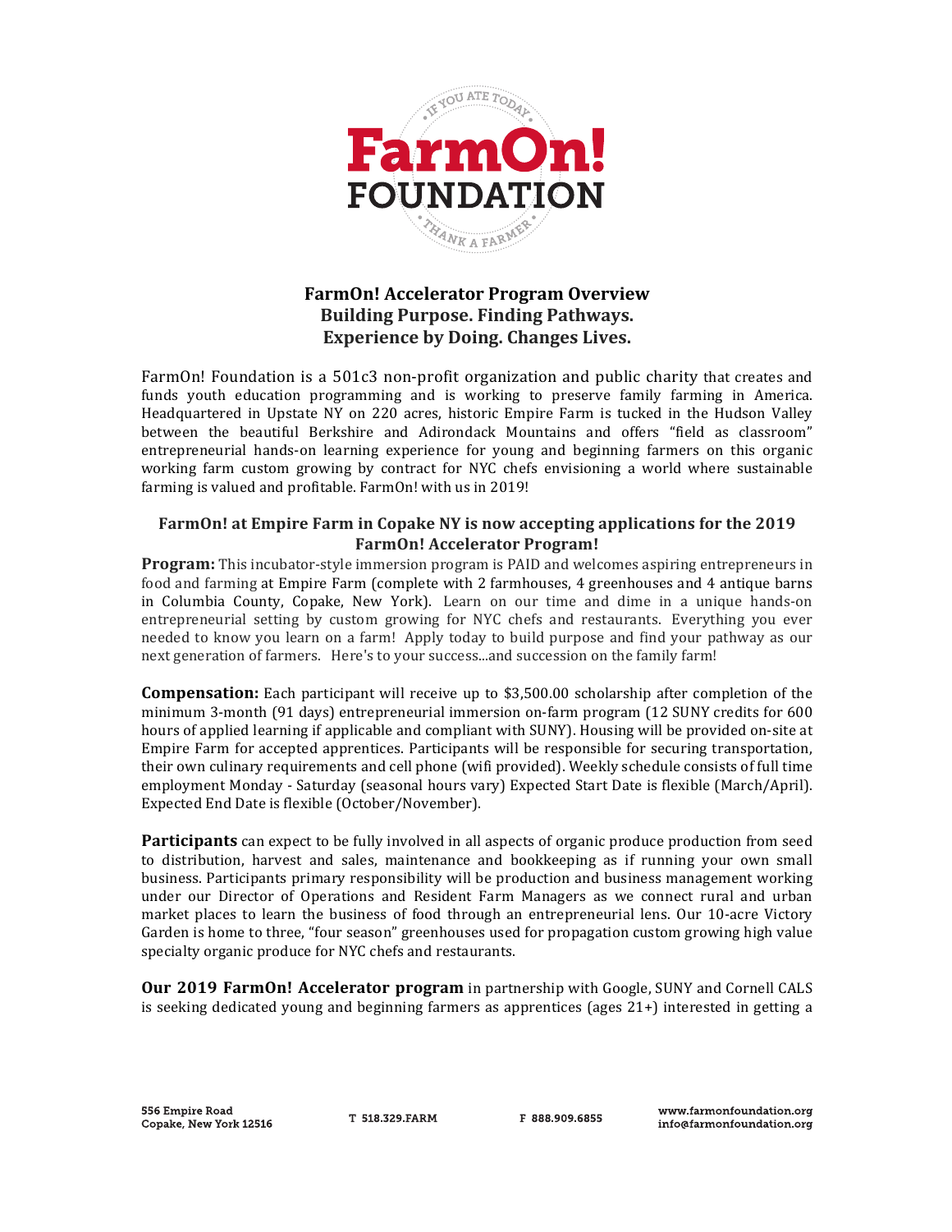# FarmOn! Accelerator Program Overview

## Building Purpose. Finding Pathways. Experience by Doing. Changes Lives.

FarmOn! Foundation is a 501c3 non-profit organization and public charity that creates and funds youth education programming and is working to preserve family farming in America. Headquartered in Upstate NY on 220 acres, historic Empire Farm is tucked in the Hudson Valley between the beautiful Berkshire and Adirondack Mountains and offers "field as classroom" entrepreneurial hands-on learning experience for young and beginning farmers on this organic working farm custom growing by contract for NYC chefs envisioning a world where sustainable farming is valued and profitable. FarmOn! with us in 2019!

### FarmOn! at Empire Farm in Copake NY is now accepting applications for the 2019 FarmOn! Accelerator Program!

**Program:** This incubator-style immersion program is PAID and welcomes aspiring entrepreneurs in food and farming at Empire Farm (complete with 2 farmhouses, 4 greenhouses and 4 antique barns in Columbia County, Copake, New York). Learn on our time and dime in a unique hands-on entrepreneurial setting by custom growing for NYC chefs and restaurants. Everything you ever needed to know you learn on a farm! Apply today to build purpose and find your pathway as our next generation of farmers. Here's to your success...and succession on the family farm!

**Compensation:** Each participant will receive up to $3,500.00 scholarship after completion of the minimum 3-month (91 days) entrepreneurial immersion on-farm program (12 SUNY credits for 600 hours of applied learning if applicable and compliant with SUNY). Housing will be provided on-site at Empire Farm for accepted apprentices. Participants will be responsible for securing transportation, their own culinary requirements and cell phone (wifi provided). Weekly schedule consists of full time employment Monday - Saturday (seasonal hours vary) Expected Start Date is flexible (March/April). Expected End Date is flexible (October/November).

**Participants** can expect to be fully involved in all aspects of organic produce production from seed to distribution, harvest and sales, maintenance and bookkeeping as if running your own small business. Participants primary responsibility will be production and business management working under our Director of Operations and Resident Farm Managers as we connect rural and urban market places to learn the business of food through an entrepreneurial lens. Our 10-acre Victory Garden is home to three, "four season" greenhouses used for propagation custom growing high value specialty organic produce for NYC chefs and restaurants.

**Our 2019 FarmOn! Accelerator program** in partnership with Google, SUNY and Cornell CALS is seeking dedicated young and beginning farmers as apprentices (ages 21+) interested in getting a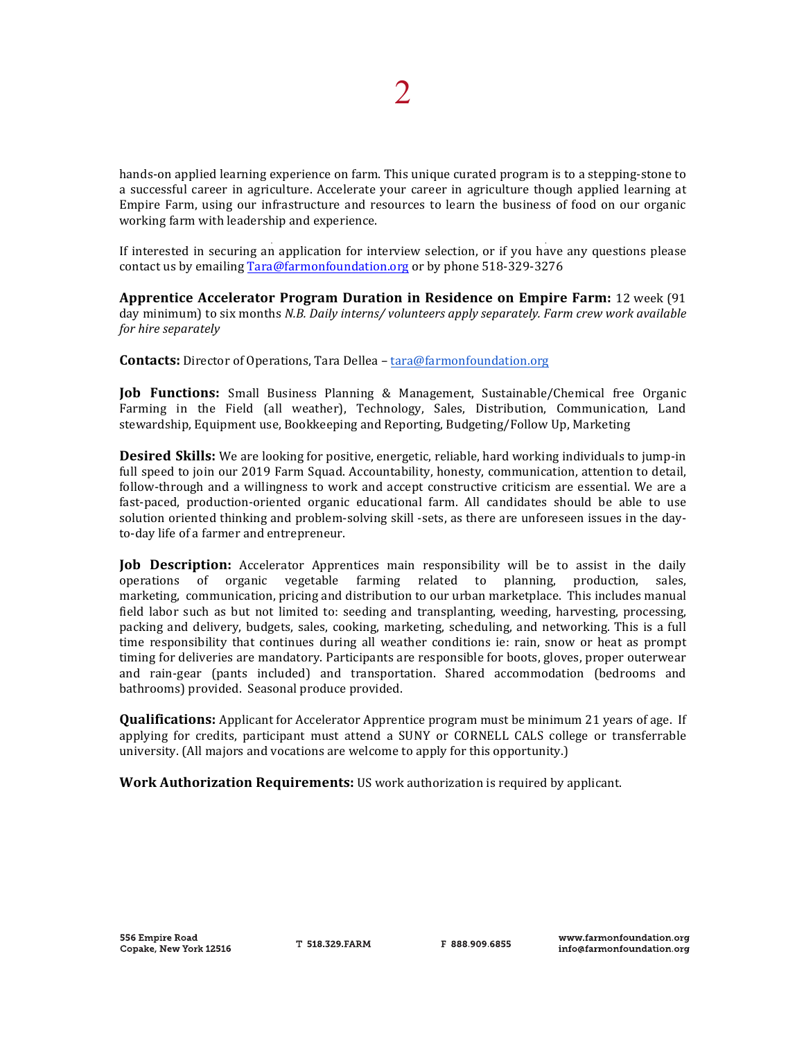hands-on applied learning experience on farm. This unique curated program is to a stepping-stone to a successful career in agriculture. Accelerate your career in agriculture though applied learning at Empire Farm, using our infrastructure and resources to learn the business of food on our organic working farm with leadership and experience.

If interested in securing an application for interview selection, or if you have any questions please contact us by emailing Tara@farmonfoundation.org or by phone 518-329-3276

**Apprentice Accelerator Program Duration in Residence on Empire Farm:** 12 week (91 day minimum) to six months *N.B. Daily interns/ volunteers apply separately. Farm crew work available for hire separately*

**Contacts:** Director of Operations, Tara Dellea – tara@farmonfoundation.org

**Job Functions:** Small Business Planning & Management, Sustainable/Chemical free Organic Farming in the Field (all weather), Technology, Sales, Distribution, Communication, Land stewardship, Equipment use, Bookkeeping and Reporting, Budgeting/Follow Up, Marketing

**Desired Skills:** We are looking for positive, energetic, reliable, hard working individuals to jump-in full speed to join our 2019 Farm Squad. Accountability, honesty, communication, attention to detail, follow-through and a willingness to work and accept constructive criticism are essential. We are a fast-paced, production-oriented organic educational farm. All candidates should be able to use solution oriented thinking and problem-solving skill -sets, as there are unforeseen issues in the day-to-day life of a farmer and entrepreneur.

**Job Description:** Accelerator Apprentices main responsibility will be to assist in the daily operations of organic vegetable farming related to planning, production, sales, marketing, communication, pricing and distribution to our urban marketplace. This includes manual field labor such as but not limited to: seeding and transplanting, weeding, harvesting, processing, packing and delivery, budgets, sales, cooking, marketing, scheduling, and networking. This is a full time responsibility that continues during all weather conditions ie: rain, snow or heat as prompt timing for deliveries are mandatory. Participants are responsible for boots, gloves, proper outerwear and rain-gear (pants included) and transportation. Shared accommodation (bedrooms and bathrooms) provided. Seasonal produce provided.

**Qualifications:** Applicant for Accelerator Apprentice program must be minimum 21 years of age. If applying for credits, participant must attend a SUNY or CORNELL CALS college or transferrable university. (All majors and vocations are welcome to apply for this opportunity.)

**Work Authorization Requirements:** US work authorization is required by applicant.

556 Empire Road
Copake, New York 12516

T 518.329.FARM

F 888.909.6855

www.farmonfoundation.org
info@farmonfoundation.org